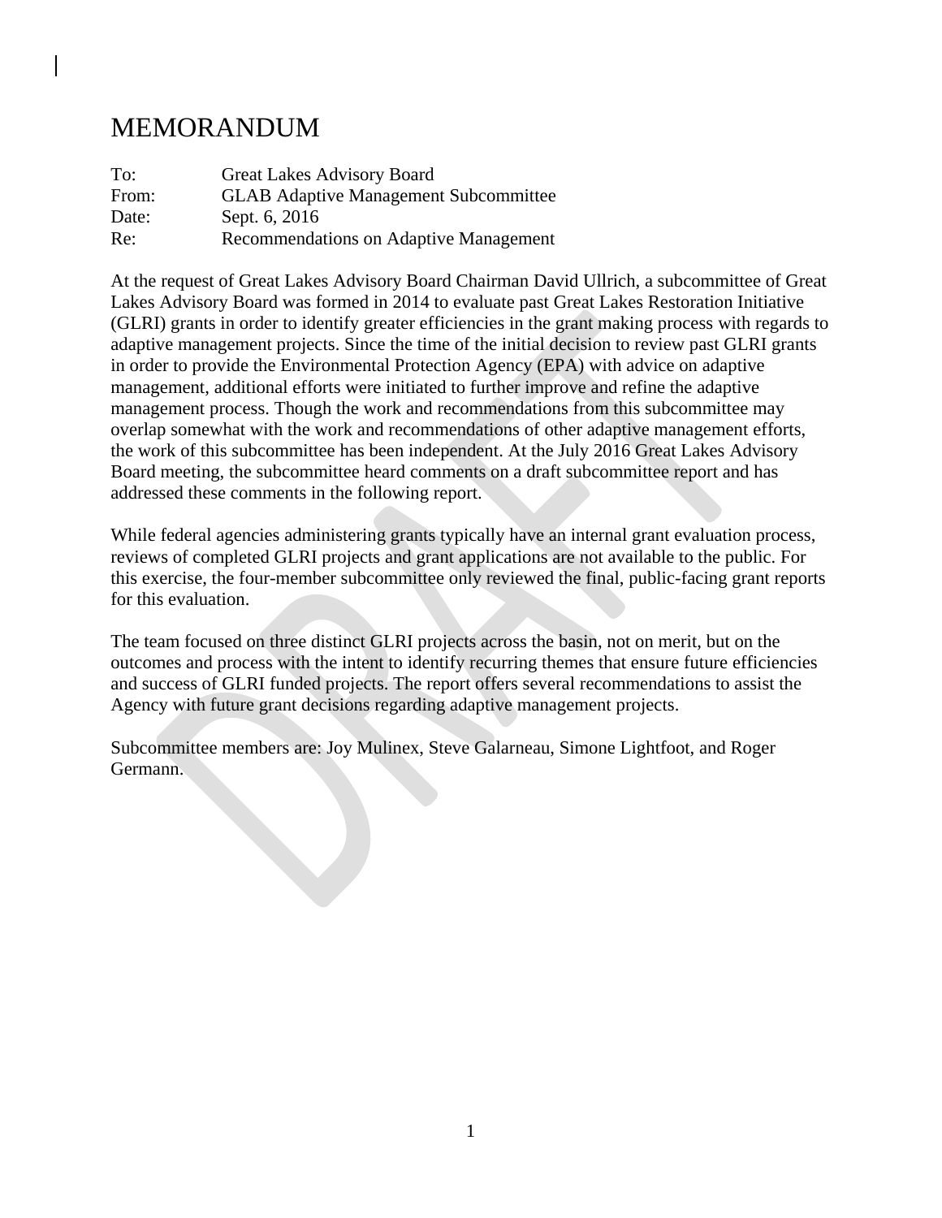# MEMORANDUM

To: Great Lakes Advisory Board
From: GLAB Adaptive Management Subcommittee
Date: Sept. 6, 2016
Re: Recommendations on Adaptive Management

At the request of Great Lakes Advisory Board Chairman David Ullrich, a subcommittee of Great Lakes Advisory Board was formed in 2014 to evaluate past Great Lakes Restoration Initiative (GLRI) grants in order to identify greater efficiencies in the grant making process with regards to adaptive management projects. Since the time of the initial decision to review past GLRI grants in order to provide the Environmental Protection Agency (EPA) with advice on adaptive management, additional efforts were initiated to further improve and refine the adaptive management process. Though the work and recommendations from this subcommittee may overlap somewhat with the work and recommendations of other adaptive management efforts, the work of this subcommittee has been independent. At the July 2016 Great Lakes Advisory Board meeting, the subcommittee heard comments on a draft subcommittee report and has addressed these comments in the following report.

While federal agencies administering grants typically have an internal grant evaluation process, reviews of completed GLRI projects and grant applications are not available to the public. For this exercise, the four-member subcommittee only reviewed the final, public-facing grant reports for this evaluation.

The team focused on three distinct GLRI projects across the basin, not on merit, but on the outcomes and process with the intent to identify recurring themes that ensure future efficiencies and success of GLRI funded projects. The report offers several recommendations to assist the Agency with future grant decisions regarding adaptive management projects.

Subcommittee members are: Joy Mulinex, Steve Galarneau, Simone Lightfoot, and Roger Germann.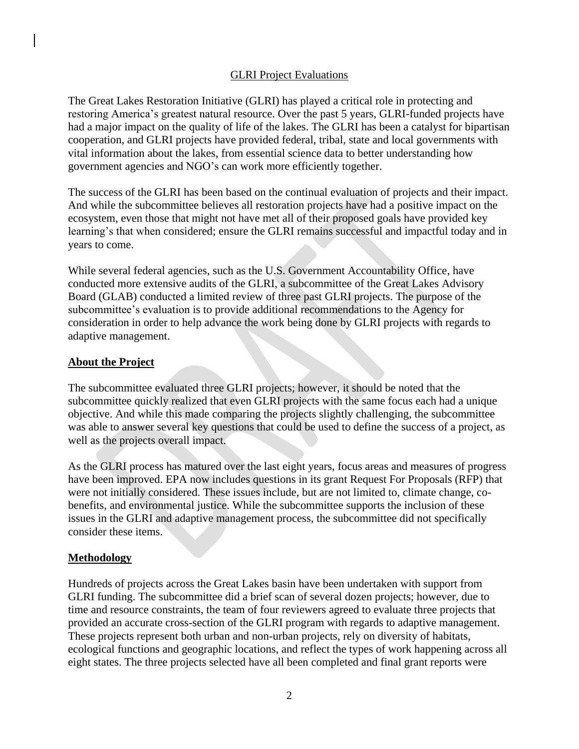GLRI Project Evaluations

The Great Lakes Restoration Initiative (GLRI) has played a critical role in protecting and restoring America's greatest natural resource. Over the past 5 years, GLRI-funded projects have had a major impact on the quality of life of the lakes. The GLRI has been a catalyst for bipartisan cooperation, and GLRI projects have provided federal, tribal, state and local governments with vital information about the lakes, from essential science data to better understanding how government agencies and NGO's can work more efficiently together.

The success of the GLRI has been based on the continual evaluation of projects and their impact. And while the subcommittee believes all restoration projects have had a positive impact on the ecosystem, even those that might not have met all of their proposed goals have provided key learning's that when considered; ensure the GLRI remains successful and impactful today and in years to come.

While several federal agencies, such as the U.S. Government Accountability Office, have conducted more extensive audits of the GLRI, a subcommittee of the Great Lakes Advisory Board (GLAB) conducted a limited review of three past GLRI projects. The purpose of the subcommittee's evaluation is to provide additional recommendations to the Agency for consideration in order to help advance the work being done by GLRI projects with regards to adaptive management.

**About the Project**

The subcommittee evaluated three GLRI projects; however, it should be noted that the subcommittee quickly realized that even GLRI projects with the same focus each had a unique objective. And while this made comparing the projects slightly challenging, the subcommittee was able to answer several key questions that could be used to define the success of a project, as well as the projects overall impact.

As the GLRI process has matured over the last eight years, focus areas and measures of progress have been improved. EPA now includes questions in its grant Request For Proposals (RFP) that were not initially considered. These issues include, but are not limited to, climate change, co-benefits, and environmental justice. While the subcommittee supports the inclusion of these issues in the GLRI and adaptive management process, the subcommittee did not specifically consider these items.

**Methodology**

Hundreds of projects across the Great Lakes basin have been undertaken with support from GLRI funding. The subcommittee did a brief scan of several dozen projects; however, due to time and resource constraints, the team of four reviewers agreed to evaluate three projects that provided an accurate cross-section of the GLRI program with regards to adaptive management. These projects represent both urban and non-urban projects, rely on diversity of habitats, ecological functions and geographic locations, and reflect the types of work happening across all eight states. The three projects selected have all been completed and final grant reports were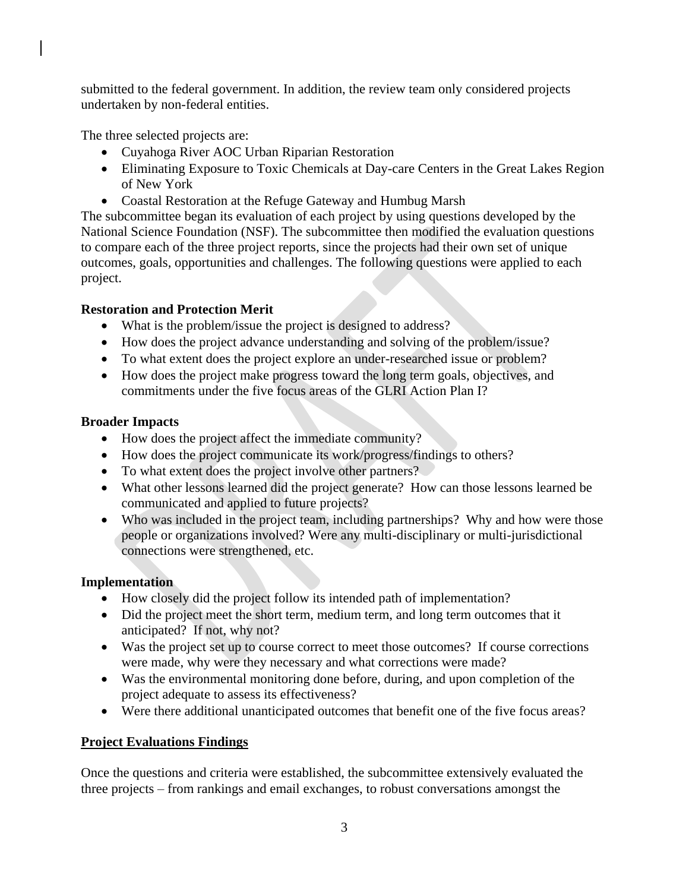submitted to the federal government. In addition, the review team only considered projects undertaken by non-federal entities.

The three selected projects are:

- Cuyahoga River AOC Urban Riparian Restoration
- Eliminating Exposure to Toxic Chemicals at Day-care Centers in the Great Lakes Region of New York
- Coastal Restoration at the Refuge Gateway and Humbug Marsh

The subcommittee began its evaluation of each project by using questions developed by the National Science Foundation (NSF). The subcommittee then modified the evaluation questions to compare each of the three project reports, since the projects had their own set of unique outcomes, goals, opportunities and challenges. The following questions were applied to each project.

**Restoration and Protection Merit**

- What is the problem/issue the project is designed to address?
- How does the project advance understanding and solving of the problem/issue?
- To what extent does the project explore an under-researched issue or problem?
- How does the project make progress toward the long term goals, objectives, and commitments under the five focus areas of the GLRI Action Plan I?

**Broader Impacts**

- How does the project affect the immediate community?
- How does the project communicate its work/progress/findings to others?
- To what extent does the project involve other partners?
- What other lessons learned did the project generate? How can those lessons learned be communicated and applied to future projects?
- Who was included in the project team, including partnerships? Why and how were those people or organizations involved? Were any multi-disciplinary or multi-jurisdictional connections were strengthened, etc.

**Implementation**

- How closely did the project follow its intended path of implementation?
- Did the project meet the short term, medium term, and long term outcomes that it anticipated? If not, why not?
- Was the project set up to course correct to meet those outcomes? If course corrections were made, why were they necessary and what corrections were made?
- Was the environmental monitoring done before, during, and upon completion of the project adequate to assess its effectiveness?
- Were there additional unanticipated outcomes that benefit one of the five focus areas?

**Project Evaluations Findings**

Once the questions and criteria were established, the subcommittee extensively evaluated the three projects – from rankings and email exchanges, to robust conversations amongst the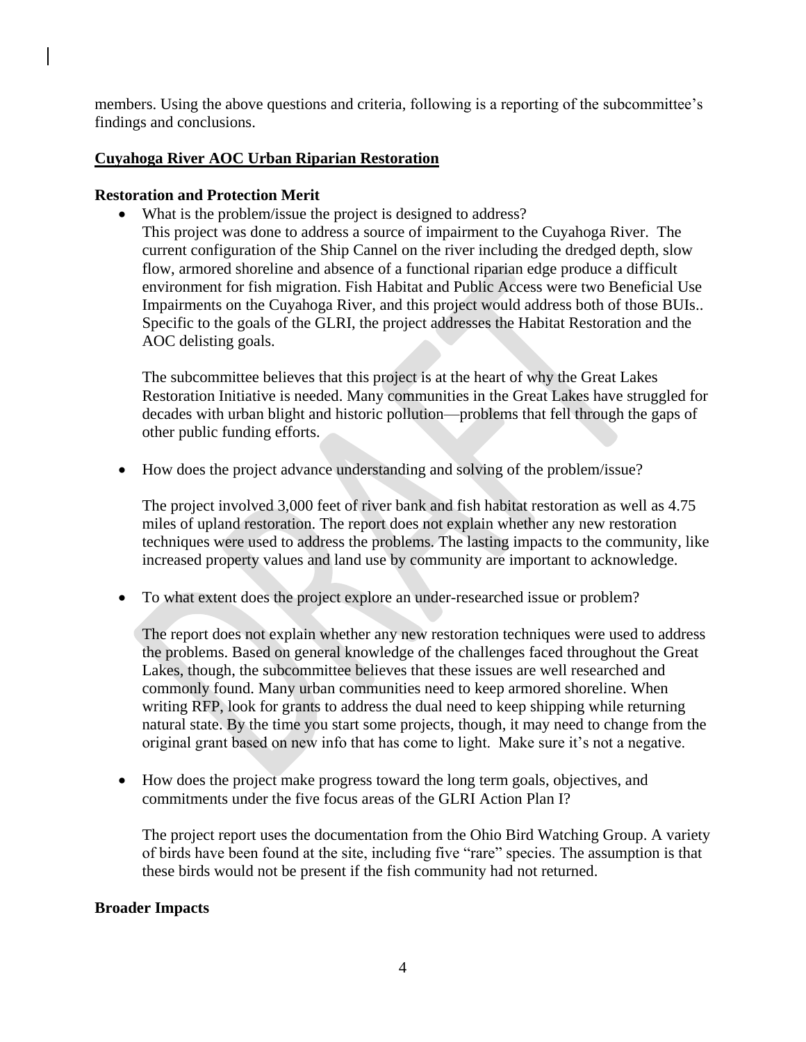members. Using the above questions and criteria, following is a reporting of the subcommittee's findings and conclusions.

**Cuyahoga River AOC Urban Riparian Restoration**

**Restoration and Protection Merit**

- What is the problem/issue the project is designed to address?
  This project was done to address a source of impairment to the Cuyahoga River. The current configuration of the Ship Cannel on the river including the dredged depth, slow flow, armored shoreline and absence of a functional riparian edge produce a difficult environment for fish migration. Fish Habitat and Public Access were two Beneficial Use Impairments on the Cuyahoga River, and this project would address both of those BUIs.. Specific to the goals of the GLRI, the project addresses the Habitat Restoration and the AOC delisting goals.

  The subcommittee believes that this project is at the heart of why the Great Lakes Restoration Initiative is needed. Many communities in the Great Lakes have struggled for decades with urban blight and historic pollution—problems that fell through the gaps of other public funding efforts.

- How does the project advance understanding and solving of the problem/issue?

  The project involved 3,000 feet of river bank and fish habitat restoration as well as 4.75 miles of upland restoration. The report does not explain whether any new restoration techniques were used to address the problems. The lasting impacts to the community, like increased property values and land use by community are important to acknowledge.

- To what extent does the project explore an under-researched issue or problem?

  The report does not explain whether any new restoration techniques were used to address the problems. Based on general knowledge of the challenges faced throughout the Great Lakes, though, the subcommittee believes that these issues are well researched and commonly found. Many urban communities need to keep armored shoreline. When writing RFP, look for grants to address the dual need to keep shipping while returning natural state. By the time you start some projects, though, it may need to change from the original grant based on new info that has come to light. Make sure it's not a negative.

- How does the project make progress toward the long term goals, objectives, and commitments under the five focus areas of the GLRI Action Plan I?

  The project report uses the documentation from the Ohio Bird Watching Group. A variety of birds have been found at the site, including five "rare" species. The assumption is that these birds would not be present if the fish community had not returned.

**Broader Impacts**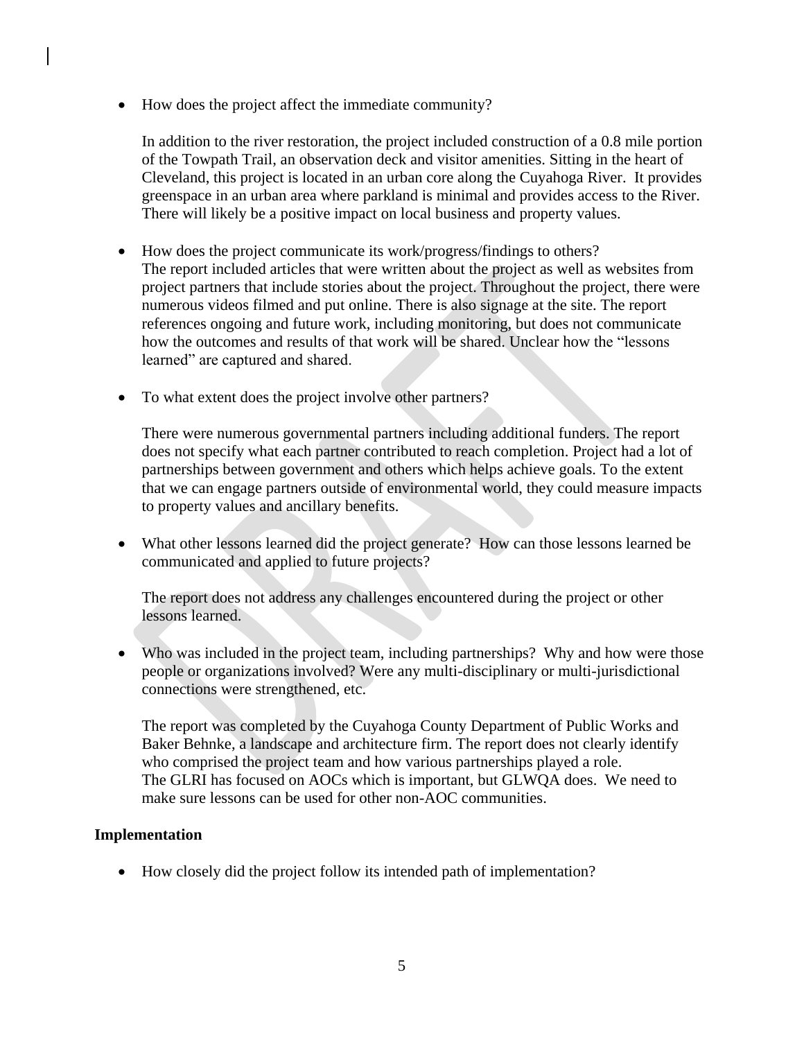- How does the project affect the immediate community?

  In addition to the river restoration, the project included construction of a 0.8 mile portion of the Towpath Trail, an observation deck and visitor amenities. Sitting in the heart of Cleveland, this project is located in an urban core along the Cuyahoga River. It provides greenspace in an urban area where parkland is minimal and provides access to the River. There will likely be a positive impact on local business and property values.

- How does the project communicate its work/progress/findings to others?
  The report included articles that were written about the project as well as websites from project partners that include stories about the project. Throughout the project, there were numerous videos filmed and put online. There is also signage at the site. The report references ongoing and future work, including monitoring, but does not communicate how the outcomes and results of that work will be shared. Unclear how the "lessons learned" are captured and shared.

- To what extent does the project involve other partners?

  There were numerous governmental partners including additional funders. The report does not specify what each partner contributed to reach completion. Project had a lot of partnerships between government and others which helps achieve goals. To the extent that we can engage partners outside of environmental world, they could measure impacts to property values and ancillary benefits.

- What other lessons learned did the project generate? How can those lessons learned be communicated and applied to future projects?

  The report does not address any challenges encountered during the project or other lessons learned.

- Who was included in the project team, including partnerships? Why and how were those people or organizations involved? Were any multi-disciplinary or multi-jurisdictional connections were strengthened, etc.

  The report was completed by the Cuyahoga County Department of Public Works and Baker Behnke, a landscape and architecture firm. The report does not clearly identify who comprised the project team and how various partnerships played a role.
  The GLRI has focused on AOCs which is important, but GLWQA does. We need to make sure lessons can be used for other non-AOC communities.

**Implementation**

- How closely did the project follow its intended path of implementation?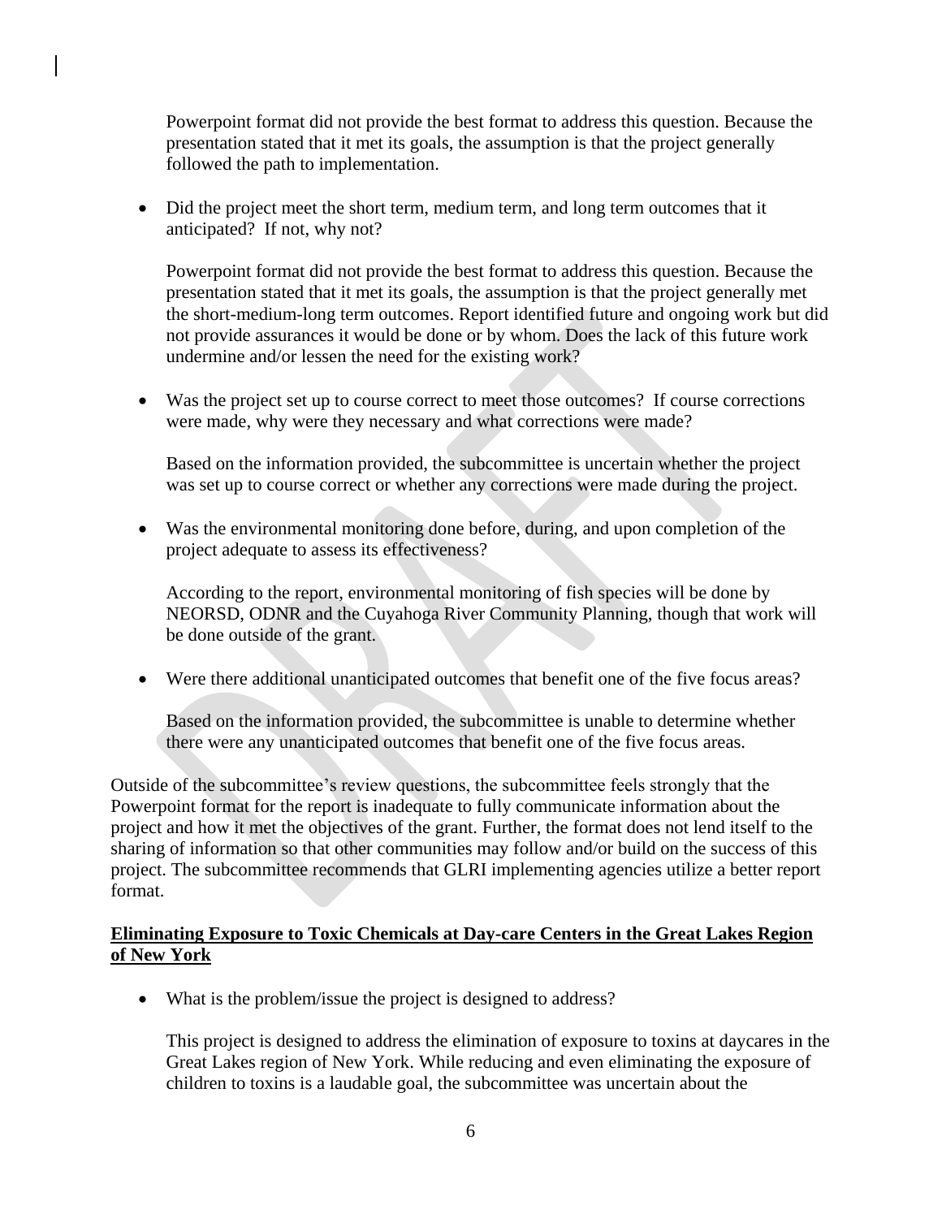Powerpoint format did not provide the best format to address this question. Because the presentation stated that it met its goals, the assumption is that the project generally followed the path to implementation.

- Did the project meet the short term, medium term, and long term outcomes that it anticipated? If not, why not?

  Powerpoint format did not provide the best format to address this question. Because the presentation stated that it met its goals, the assumption is that the project generally met the short-medium-long term outcomes. Report identified future and ongoing work but did not provide assurances it would be done or by whom. Does the lack of this future work undermine and/or lessen the need for the existing work?

- Was the project set up to course correct to meet those outcomes? If course corrections were made, why were they necessary and what corrections were made?

  Based on the information provided, the subcommittee is uncertain whether the project was set up to course correct or whether any corrections were made during the project.

- Was the environmental monitoring done before, during, and upon completion of the project adequate to assess its effectiveness?

  According to the report, environmental monitoring of fish species will be done by NEORSD, ODNR and the Cuyahoga River Community Planning, though that work will be done outside of the grant.

- Were there additional unanticipated outcomes that benefit one of the five focus areas?

  Based on the information provided, the subcommittee is unable to determine whether there were any unanticipated outcomes that benefit one of the five focus areas.

Outside of the subcommittee's review questions, the subcommittee feels strongly that the Powerpoint format for the report is inadequate to fully communicate information about the project and how it met the objectives of the grant. Further, the format does not lend itself to the sharing of information so that other communities may follow and/or build on the success of this project. The subcommittee recommends that GLRI implementing agencies utilize a better report format.

**Eliminating Exposure to Toxic Chemicals at Day-care Centers in the Great Lakes Region of New York**

- What is the problem/issue the project is designed to address?

  This project is designed to address the elimination of exposure to toxins at daycares in the Great Lakes region of New York. While reducing and even eliminating the exposure of children to toxins is a laudable goal, the subcommittee was uncertain about the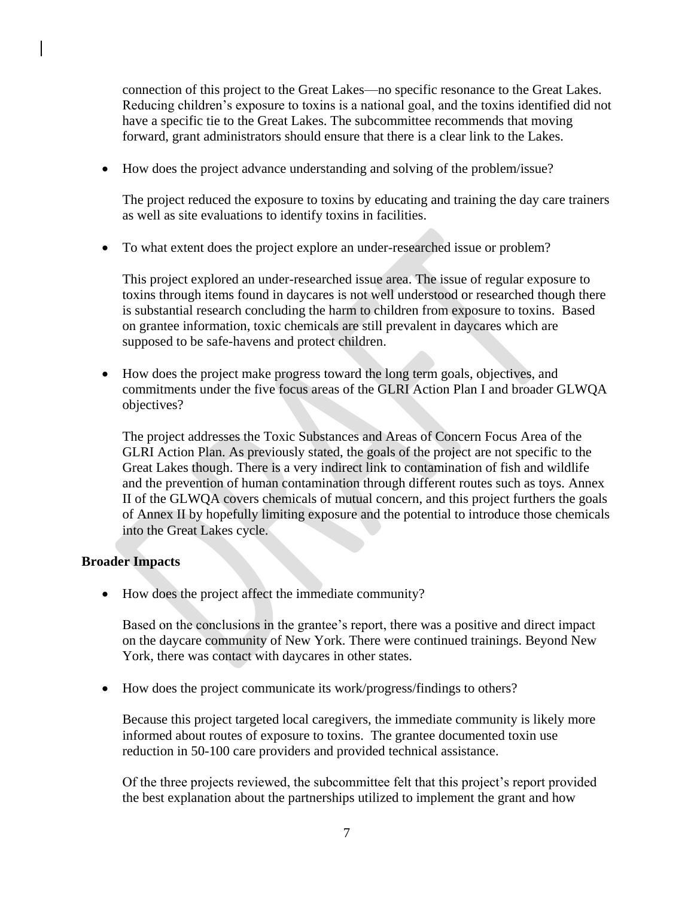connection of this project to the Great Lakes—no specific resonance to the Great Lakes. Reducing children's exposure to toxins is a national goal, and the toxins identified did not have a specific tie to the Great Lakes. The subcommittee recommends that moving forward, grant administrators should ensure that there is a clear link to the Lakes.

- How does the project advance understanding and solving of the problem/issue?

  The project reduced the exposure to toxins by educating and training the day care trainers as well as site evaluations to identify toxins in facilities.

- To what extent does the project explore an under-researched issue or problem?

  This project explored an under-researched issue area. The issue of regular exposure to toxins through items found in daycares is not well understood or researched though there is substantial research concluding the harm to children from exposure to toxins. Based on grantee information, toxic chemicals are still prevalent in daycares which are supposed to be safe-havens and protect children.

- How does the project make progress toward the long term goals, objectives, and commitments under the five focus areas of the GLRI Action Plan I and broader GLWQA objectives?

  The project addresses the Toxic Substances and Areas of Concern Focus Area of the GLRI Action Plan. As previously stated, the goals of the project are not specific to the Great Lakes though. There is a very indirect link to contamination of fish and wildlife and the prevention of human contamination through different routes such as toys. Annex II of the GLWQA covers chemicals of mutual concern, and this project furthers the goals of Annex II by hopefully limiting exposure and the potential to introduce those chemicals into the Great Lakes cycle.

**Broader Impacts**

- How does the project affect the immediate community?

  Based on the conclusions in the grantee's report, there was a positive and direct impact on the daycare community of New York. There were continued trainings. Beyond New York, there was contact with daycares in other states.

- How does the project communicate its work/progress/findings to others?

  Because this project targeted local caregivers, the immediate community is likely more informed about routes of exposure to toxins. The grantee documented toxin use reduction in 50-100 care providers and provided technical assistance.

  Of the three projects reviewed, the subcommittee felt that this project's report provided the best explanation about the partnerships utilized to implement the grant and how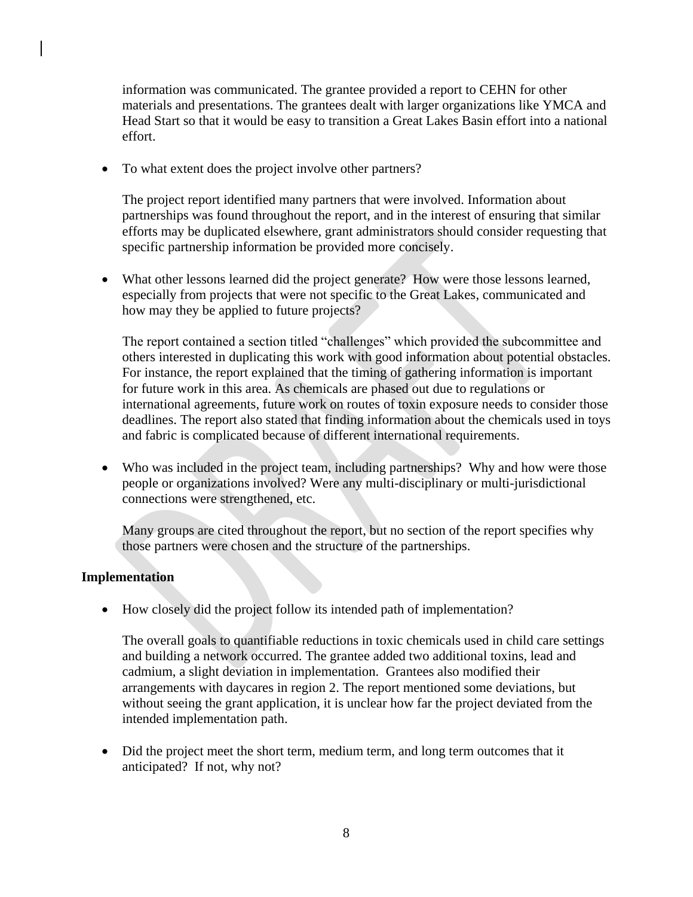information was communicated. The grantee provided a report to CEHN for other materials and presentations. The grantees dealt with larger organizations like YMCA and Head Start so that it would be easy to transition a Great Lakes Basin effort into a national effort.

- To what extent does the project involve other partners?

  The project report identified many partners that were involved. Information about partnerships was found throughout the report, and in the interest of ensuring that similar efforts may be duplicated elsewhere, grant administrators should consider requesting that specific partnership information be provided more concisely.

- What other lessons learned did the project generate? How were those lessons learned, especially from projects that were not specific to the Great Lakes, communicated and how may they be applied to future projects?

  The report contained a section titled "challenges" which provided the subcommittee and others interested in duplicating this work with good information about potential obstacles. For instance, the report explained that the timing of gathering information is important for future work in this area. As chemicals are phased out due to regulations or international agreements, future work on routes of toxin exposure needs to consider those deadlines. The report also stated that finding information about the chemicals used in toys and fabric is complicated because of different international requirements.

- Who was included in the project team, including partnerships? Why and how were those people or organizations involved? Were any multi-disciplinary or multi-jurisdictional connections were strengthened, etc.

  Many groups are cited throughout the report, but no section of the report specifies why those partners were chosen and the structure of the partnerships.

**Implementation**

- How closely did the project follow its intended path of implementation?

  The overall goals to quantifiable reductions in toxic chemicals used in child care settings and building a network occurred. The grantee added two additional toxins, lead and cadmium, a slight deviation in implementation. Grantees also modified their arrangements with daycares in region 2. The report mentioned some deviations, but without seeing the grant application, it is unclear how far the project deviated from the intended implementation path.

- Did the project meet the short term, medium term, and long term outcomes that it anticipated? If not, why not?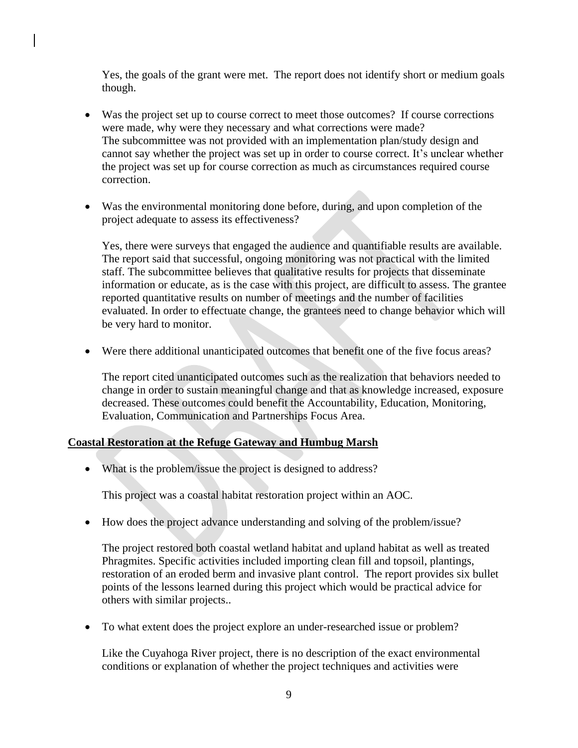Yes, the goals of the grant were met. The report does not identify short or medium goals though.

- Was the project set up to course correct to meet those outcomes? If course corrections were made, why were they necessary and what corrections were made?
  The subcommittee was not provided with an implementation plan/study design and cannot say whether the project was set up in order to course correct. It's unclear whether the project was set up for course correction as much as circumstances required course correction.

- Was the environmental monitoring done before, during, and upon completion of the project adequate to assess its effectiveness?

  Yes, there were surveys that engaged the audience and quantifiable results are available. The report said that successful, ongoing monitoring was not practical with the limited staff. The subcommittee believes that qualitative results for projects that disseminate information or educate, as is the case with this project, are difficult to assess. The grantee reported quantitative results on number of meetings and the number of facilities evaluated. In order to effectuate change, the grantees need to change behavior which will be very hard to monitor.

- Were there additional unanticipated outcomes that benefit one of the five focus areas?

  The report cited unanticipated outcomes such as the realization that behaviors needed to change in order to sustain meaningful change and that as knowledge increased, exposure decreased. These outcomes could benefit the Accountability, Education, Monitoring, Evaluation, Communication and Partnerships Focus Area.

**Coastal Restoration at the Refuge Gateway and Humbug Marsh**

- What is the problem/issue the project is designed to address?

  This project was a coastal habitat restoration project within an AOC.

- How does the project advance understanding and solving of the problem/issue?

  The project restored both coastal wetland habitat and upland habitat as well as treated Phragmites. Specific activities included importing clean fill and topsoil, plantings, restoration of an eroded berm and invasive plant control. The report provides six bullet points of the lessons learned during this project which would be practical advice for others with similar projects..

- To what extent does the project explore an under-researched issue or problem?

  Like the Cuyahoga River project, there is no description of the exact environmental conditions or explanation of whether the project techniques and activities were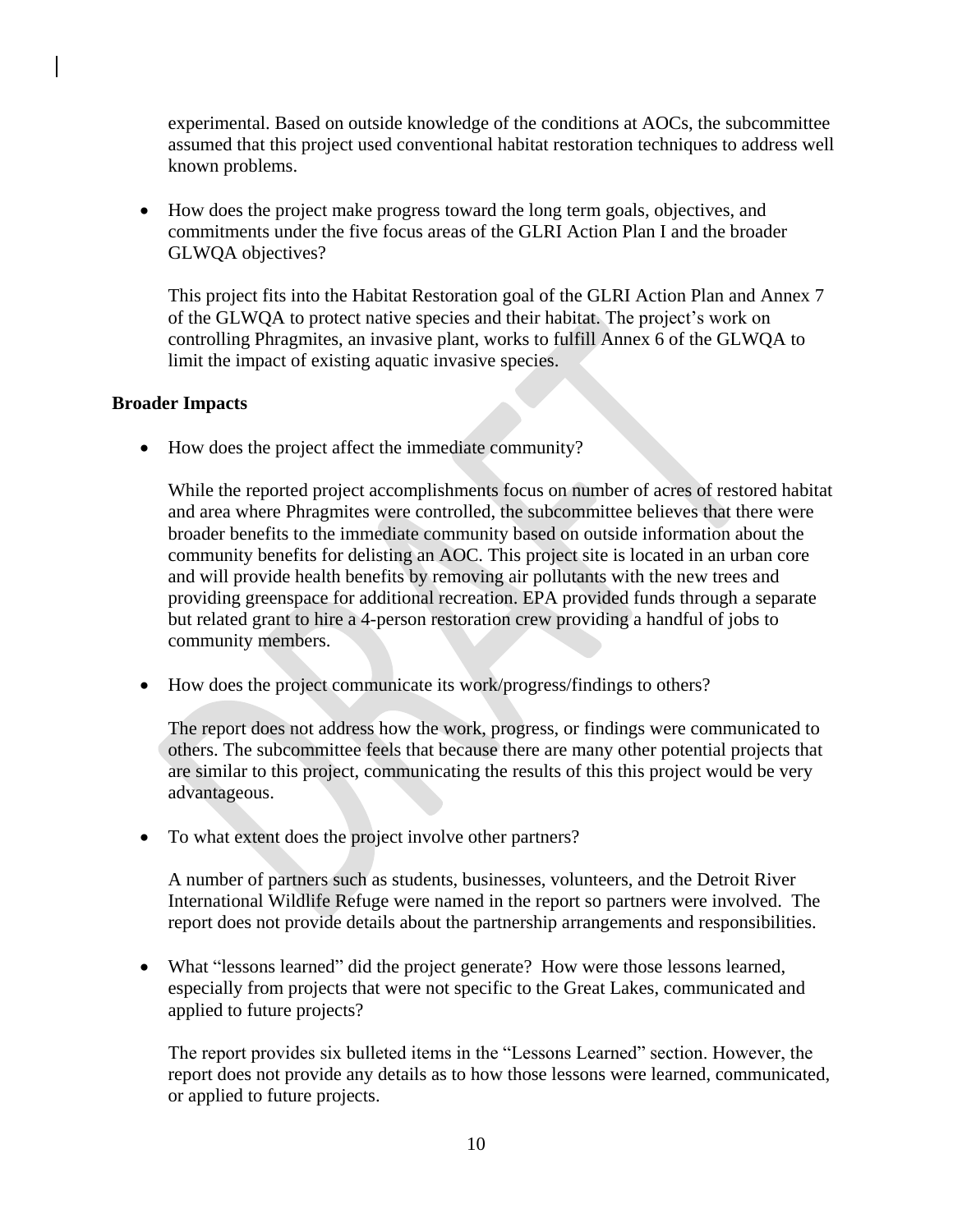experimental. Based on outside knowledge of the conditions at AOCs, the subcommittee assumed that this project used conventional habitat restoration techniques to address well known problems.

- How does the project make progress toward the long term goals, objectives, and commitments under the five focus areas of the GLRI Action Plan I and the broader GLWQA objectives?

  This project fits into the Habitat Restoration goal of the GLRI Action Plan and Annex 7 of the GLWQA to protect native species and their habitat. The project's work on controlling Phragmites, an invasive plant, works to fulfill Annex 6 of the GLWQA to limit the impact of existing aquatic invasive species.

**Broader Impacts**

- How does the project affect the immediate community?

  While the reported project accomplishments focus on number of acres of restored habitat and area where Phragmites were controlled, the subcommittee believes that there were broader benefits to the immediate community based on outside information about the community benefits for delisting an AOC. This project site is located in an urban core and will provide health benefits by removing air pollutants with the new trees and providing greenspace for additional recreation. EPA provided funds through a separate but related grant to hire a 4-person restoration crew providing a handful of jobs to community members.

- How does the project communicate its work/progress/findings to others?

  The report does not address how the work, progress, or findings were communicated to others. The subcommittee feels that because there are many other potential projects that are similar to this project, communicating the results of this this project would be very advantageous.

- To what extent does the project involve other partners?

  A number of partners such as students, businesses, volunteers, and the Detroit River International Wildlife Refuge were named in the report so partners were involved. The report does not provide details about the partnership arrangements and responsibilities.

- What "lessons learned" did the project generate? How were those lessons learned, especially from projects that were not specific to the Great Lakes, communicated and applied to future projects?

  The report provides six bulleted items in the "Lessons Learned" section. However, the report does not provide any details as to how those lessons were learned, communicated, or applied to future projects.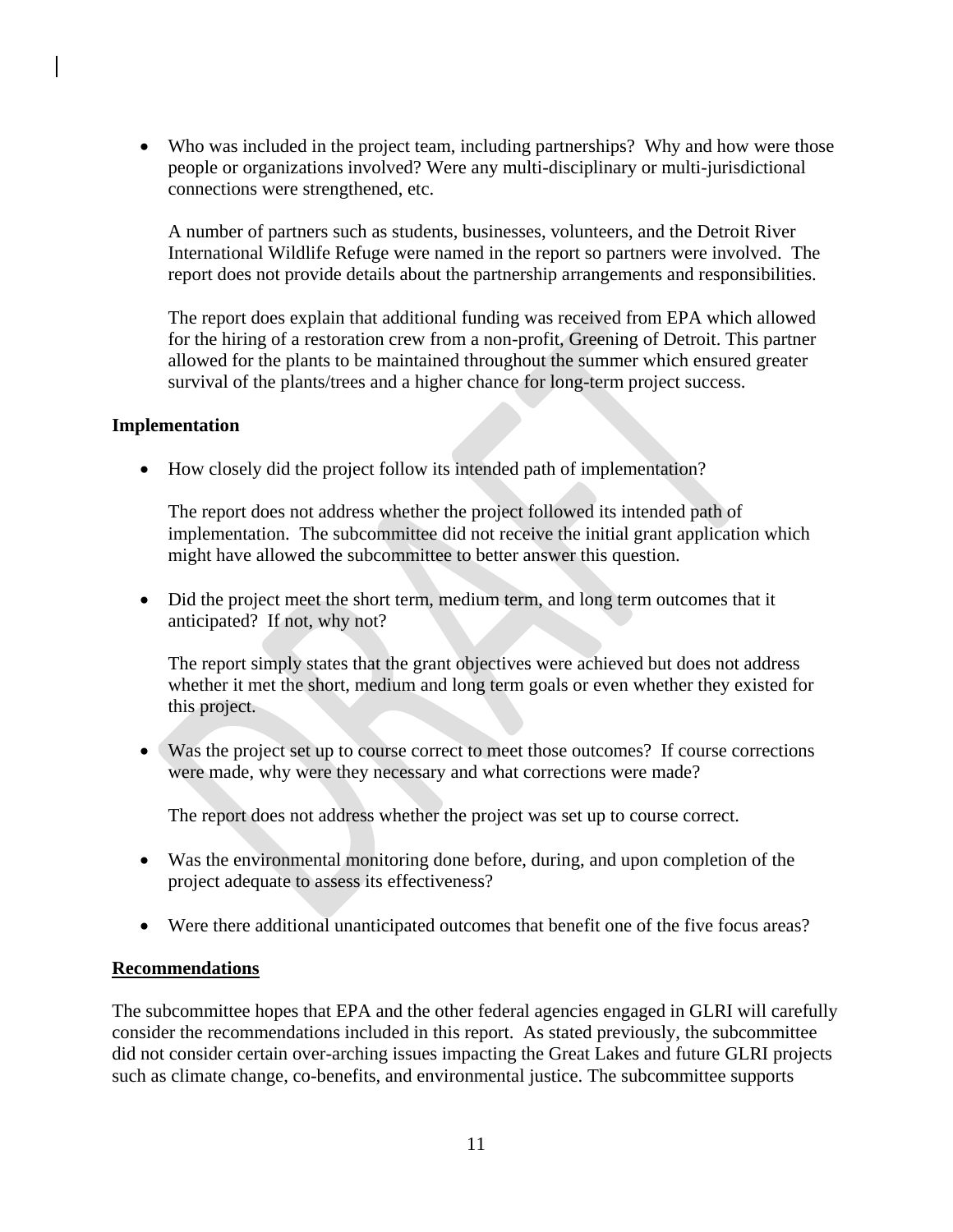- Who was included in the project team, including partnerships? Why and how were those people or organizations involved? Were any multi-disciplinary or multi-jurisdictional connections were strengthened, etc.

  A number of partners such as students, businesses, volunteers, and the Detroit River International Wildlife Refuge were named in the report so partners were involved. The report does not provide details about the partnership arrangements and responsibilities.

  The report does explain that additional funding was received from EPA which allowed for the hiring of a restoration crew from a non-profit, Greening of Detroit. This partner allowed for the plants to be maintained throughout the summer which ensured greater survival of the plants/trees and a higher chance for long-term project success.

**Implementation**

- How closely did the project follow its intended path of implementation?

  The report does not address whether the project followed its intended path of implementation. The subcommittee did not receive the initial grant application which might have allowed the subcommittee to better answer this question.

- Did the project meet the short term, medium term, and long term outcomes that it anticipated? If not, why not?

  The report simply states that the grant objectives were achieved but does not address whether it met the short, medium and long term goals or even whether they existed for this project.

- Was the project set up to course correct to meet those outcomes? If course corrections were made, why were they necessary and what corrections were made?

  The report does not address whether the project was set up to course correct.

- Was the environmental monitoring done before, during, and upon completion of the project adequate to assess its effectiveness?

- Were there additional unanticipated outcomes that benefit one of the five focus areas?

**Recommendations**

The subcommittee hopes that EPA and the other federal agencies engaged in GLRI will carefully consider the recommendations included in this report. As stated previously, the subcommittee did not consider certain over-arching issues impacting the Great Lakes and future GLRI projects such as climate change, co-benefits, and environmental justice. The subcommittee supports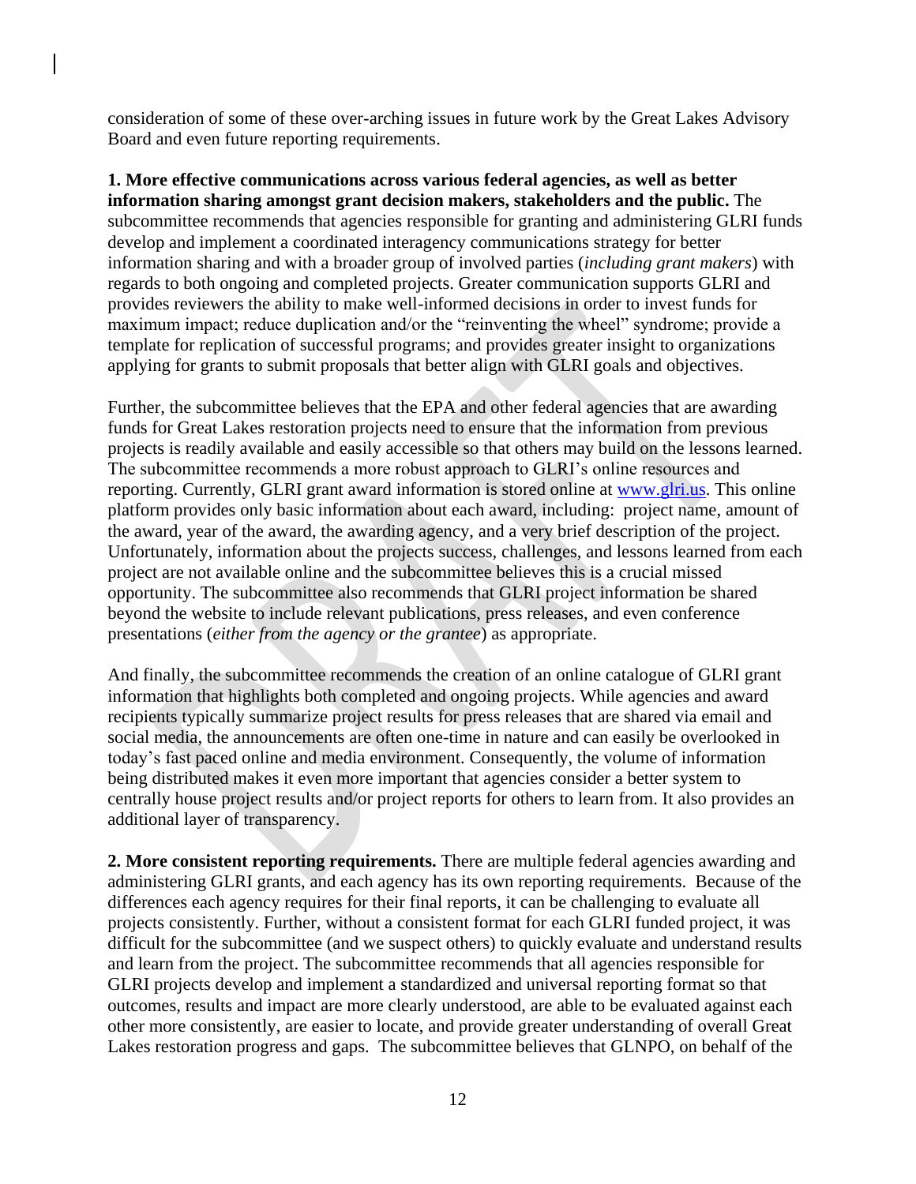consideration of some of these over-arching issues in future work by the Great Lakes Advisory Board and even future reporting requirements.

**1. More effective communications across various federal agencies, as well as better information sharing amongst grant decision makers, stakeholders and the public.** The subcommittee recommends that agencies responsible for granting and administering GLRI funds develop and implement a coordinated interagency communications strategy for better information sharing and with a broader group of involved parties (*including grant makers*) with regards to both ongoing and completed projects. Greater communication supports GLRI and provides reviewers the ability to make well-informed decisions in order to invest funds for maximum impact; reduce duplication and/or the "reinventing the wheel" syndrome; provide a template for replication of successful programs; and provides greater insight to organizations applying for grants to submit proposals that better align with GLRI goals and objectives.

Further, the subcommittee believes that the EPA and other federal agencies that are awarding funds for Great Lakes restoration projects need to ensure that the information from previous projects is readily available and easily accessible so that others may build on the lessons learned. The subcommittee recommends a more robust approach to GLRI's online resources and reporting. Currently, GLRI grant award information is stored online at [www.glri.us](www.glri.us). This online platform provides only basic information about each award, including: project name, amount of the award, year of the award, the awarding agency, and a very brief description of the project. Unfortunately, information about the projects success, challenges, and lessons learned from each project are not available online and the subcommittee believes this is a crucial missed opportunity. The subcommittee also recommends that GLRI project information be shared beyond the website to include relevant publications, press releases, and even conference presentations (*either from the agency or the grantee*) as appropriate.

And finally, the subcommittee recommends the creation of an online catalogue of GLRI grant information that highlights both completed and ongoing projects. While agencies and award recipients typically summarize project results for press releases that are shared via email and social media, the announcements are often one-time in nature and can easily be overlooked in today's fast paced online and media environment. Consequently, the volume of information being distributed makes it even more important that agencies consider a better system to centrally house project results and/or project reports for others to learn from. It also provides an additional layer of transparency.

**2. More consistent reporting requirements.** There are multiple federal agencies awarding and administering GLRI grants, and each agency has its own reporting requirements. Because of the differences each agency requires for their final reports, it can be challenging to evaluate all projects consistently. Further, without a consistent format for each GLRI funded project, it was difficult for the subcommittee (and we suspect others) to quickly evaluate and understand results and learn from the project. The subcommittee recommends that all agencies responsible for GLRI projects develop and implement a standardized and universal reporting format so that outcomes, results and impact are more clearly understood, are able to be evaluated against each other more consistently, are easier to locate, and provide greater understanding of overall Great Lakes restoration progress and gaps. The subcommittee believes that GLNPO, on behalf of the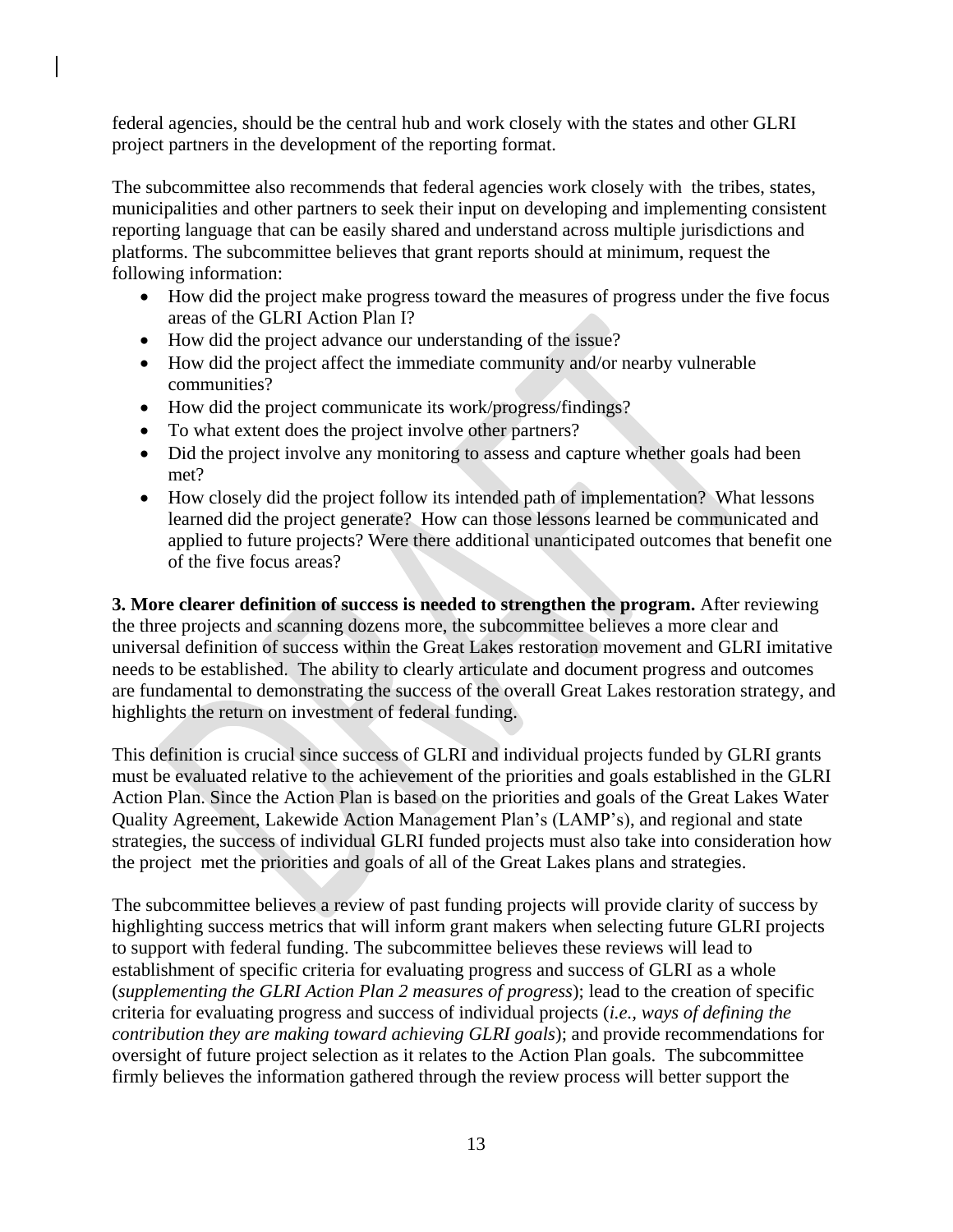federal agencies, should be the central hub and work closely with the states and other GLRI project partners in the development of the reporting format.

The subcommittee also recommends that federal agencies work closely with the tribes, states, municipalities and other partners to seek their input on developing and implementing consistent reporting language that can be easily shared and understand across multiple jurisdictions and platforms. The subcommittee believes that grant reports should at minimum, request the following information:

- How did the project make progress toward the measures of progress under the five focus areas of the GLRI Action Plan I?
- How did the project advance our understanding of the issue?
- How did the project affect the immediate community and/or nearby vulnerable communities?
- How did the project communicate its work/progress/findings?
- To what extent does the project involve other partners?
- Did the project involve any monitoring to assess and capture whether goals had been met?
- How closely did the project follow its intended path of implementation? What lessons learned did the project generate? How can those lessons learned be communicated and applied to future projects? Were there additional unanticipated outcomes that benefit one of the five focus areas?

**3. More clearer definition of success is needed to strengthen the program.** After reviewing the three projects and scanning dozens more, the subcommittee believes a more clear and universal definition of success within the Great Lakes restoration movement and GLRI imitative needs to be established. The ability to clearly articulate and document progress and outcomes are fundamental to demonstrating the success of the overall Great Lakes restoration strategy, and highlights the return on investment of federal funding.

This definition is crucial since success of GLRI and individual projects funded by GLRI grants must be evaluated relative to the achievement of the priorities and goals established in the GLRI Action Plan. Since the Action Plan is based on the priorities and goals of the Great Lakes Water Quality Agreement, Lakewide Action Management Plan's (LAMP's), and regional and state strategies, the success of individual GLRI funded projects must also take into consideration how the project met the priorities and goals of all of the Great Lakes plans and strategies.

The subcommittee believes a review of past funding projects will provide clarity of success by highlighting success metrics that will inform grant makers when selecting future GLRI projects to support with federal funding. The subcommittee believes these reviews will lead to establishment of specific criteria for evaluating progress and success of GLRI as a whole (*supplementing the GLRI Action Plan 2 measures of progress*); lead to the creation of specific criteria for evaluating progress and success of individual projects (*i.e., ways of defining the contribution they are making toward achieving GLRI goals*); and provide recommendations for oversight of future project selection as it relates to the Action Plan goals. The subcommittee firmly believes the information gathered through the review process will better support the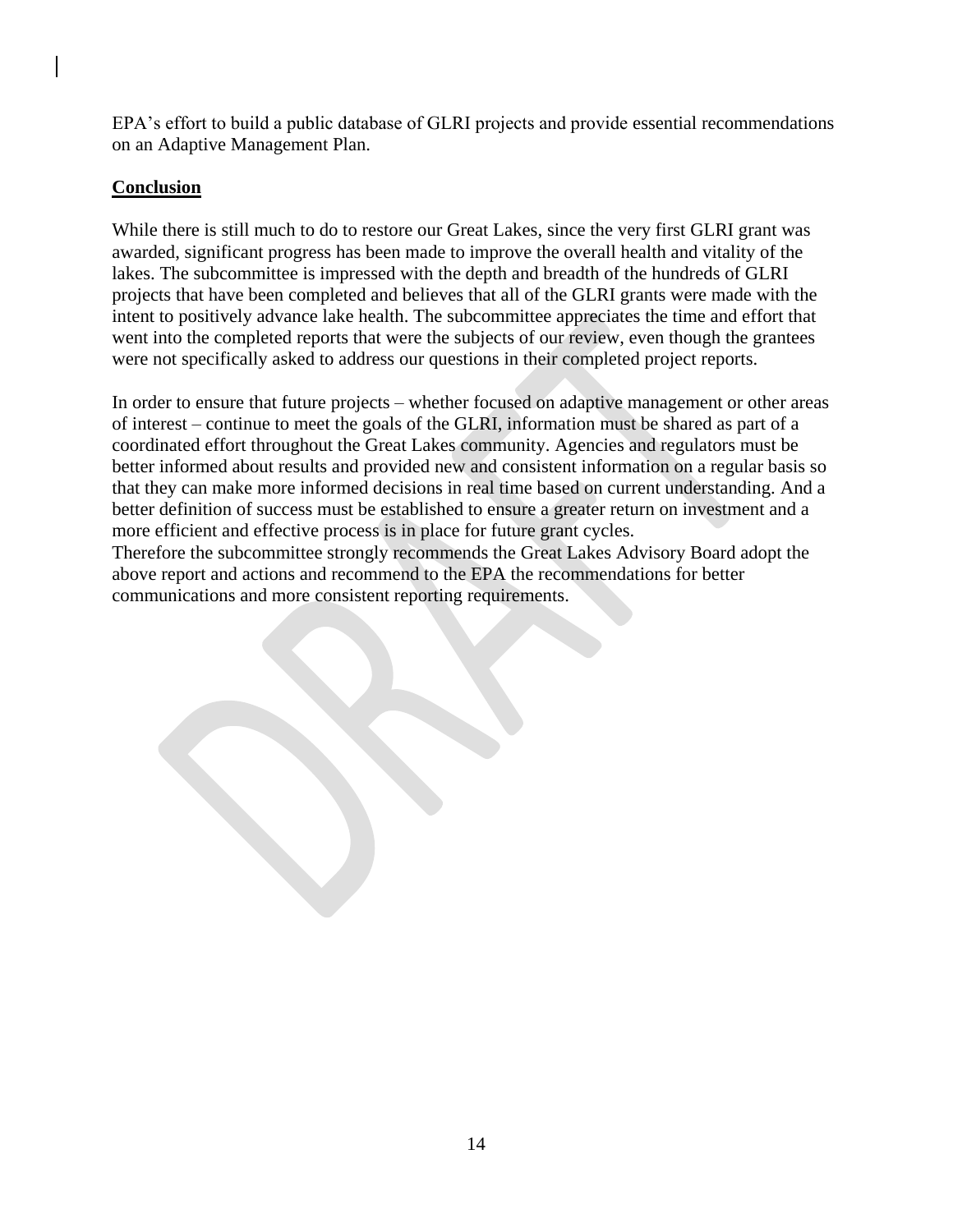EPA's effort to build a public database of GLRI projects and provide essential recommendations on an Adaptive Management Plan.

## Conclusion

While there is still much to do to restore our Great Lakes, since the very first GLRI grant was awarded, significant progress has been made to improve the overall health and vitality of the lakes. The subcommittee is impressed with the depth and breadth of the hundreds of GLRI projects that have been completed and believes that all of the GLRI grants were made with the intent to positively advance lake health. The subcommittee appreciates the time and effort that went into the completed reports that were the subjects of our review, even though the grantees were not specifically asked to address our questions in their completed project reports.

In order to ensure that future projects – whether focused on adaptive management or other areas of interest – continue to meet the goals of the GLRI, information must be shared as part of a coordinated effort throughout the Great Lakes community. Agencies and regulators must be better informed about results and provided new and consistent information on a regular basis so that they can make more informed decisions in real time based on current understanding. And a better definition of success must be established to ensure a greater return on investment and a more efficient and effective process is in place for future grant cycles.
Therefore the subcommittee strongly recommends the Great Lakes Advisory Board adopt the above report and actions and recommend to the EPA the recommendations for better communications and more consistent reporting requirements.